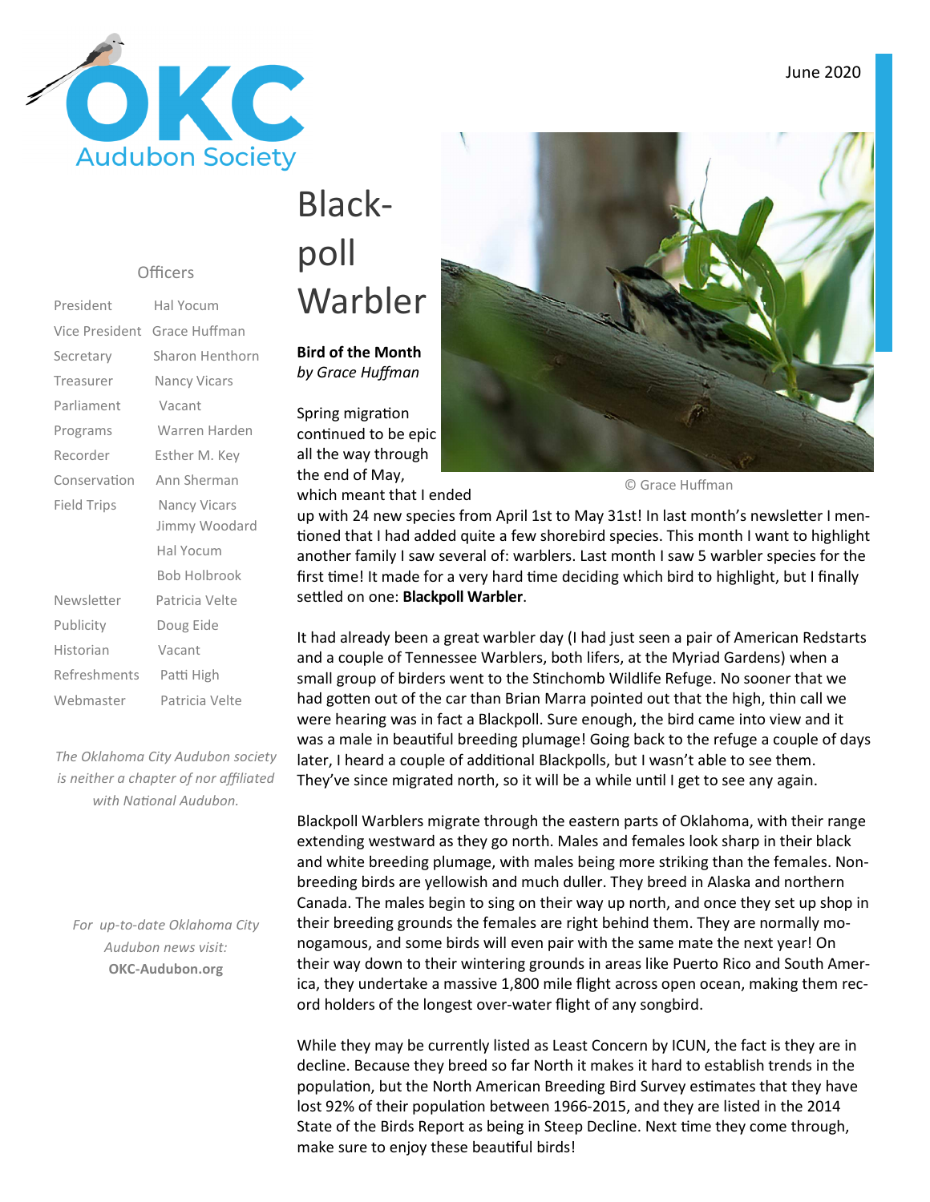June 2020

OKC Audubon Society

## Officers

| | |
|---|---|
| President | Hal Yocum |
| Vice President | Grace Huffman |
| Secretary | Sharon Henthorn |
| Treasurer | Nancy Vicars |
| Parliament | Vacant |
| Programs | Warren Harden |
| Recorder | Esther M. Key |
| Conservation | Ann Sherman |
| Field Trips | Nancy Vicars |
| | Jimmy Woodard |
| | Hal Yocum |
| | Bob Holbrook |
| Newsletter | Patricia Velte |
| Publicity | Doug Eide |
| Historian | Vacant |
| Refreshments | Patti High |
| Webmaster | Patricia Velte |

*The Oklahoma City Audubon society is neither a chapter of nor affiliated with National Audubon.*

*For up-to-date Oklahoma City Audubon news visit:* **OKC-Audubon.org**

# Blackpoll Warbler

**Bird of the Month**
*by Grace Huffman*

© Grace Huffman

Spring migration continued to be epic all the way through the end of May, which meant that I ended up with 24 new species from April 1st to May 31st! In last month's newsletter I mentioned that I had added quite a few shorebird species. This month I want to highlight another family I saw several of: warblers. Last month I saw 5 warbler species for the first time! It made for a very hard time deciding which bird to highlight, but I finally settled on one: **Blackpoll Warbler**.

It had already been a great warbler day (I had just seen a pair of American Redstarts and a couple of Tennessee Warblers, both lifers, at the Myriad Gardens) when a small group of birders went to the Stinchomb Wildlife Refuge. No sooner that we had gotten out of the car than Brian Marra pointed out that the high, thin call we were hearing was in fact a Blackpoll. Sure enough, the bird came into view and it was a male in beautiful breeding plumage! Going back to the refuge a couple of days later, I heard a couple of additional Blackpolls, but I wasn't able to see them. They've since migrated north, so it will be a while until I get to see any again.

Blackpoll Warblers migrate through the eastern parts of Oklahoma, with their range extending westward as they go north. Males and females look sharp in their black and white breeding plumage, with males being more striking than the females. Non-breeding birds are yellowish and much duller. They breed in Alaska and northern Canada. The males begin to sing on their way up north, and once they set up shop in their breeding grounds the females are right behind them. They are normally monogamous, and some birds will even pair with the same mate the next year! On their way down to their wintering grounds in areas like Puerto Rico and South America, they undertake a massive 1,800 mile flight across open ocean, making them record holders of the longest over-water flight of any songbird.

While they may be currently listed as Least Concern by ICUN, the fact is they are in decline. Because they breed so far North it makes it hard to establish trends in the population, but the North American Breeding Bird Survey estimates that they have lost 92% of their population between 1966-2015, and they are listed in the 2014 State of the Birds Report as being in Steep Decline. Next time they come through, make sure to enjoy these beautiful birds!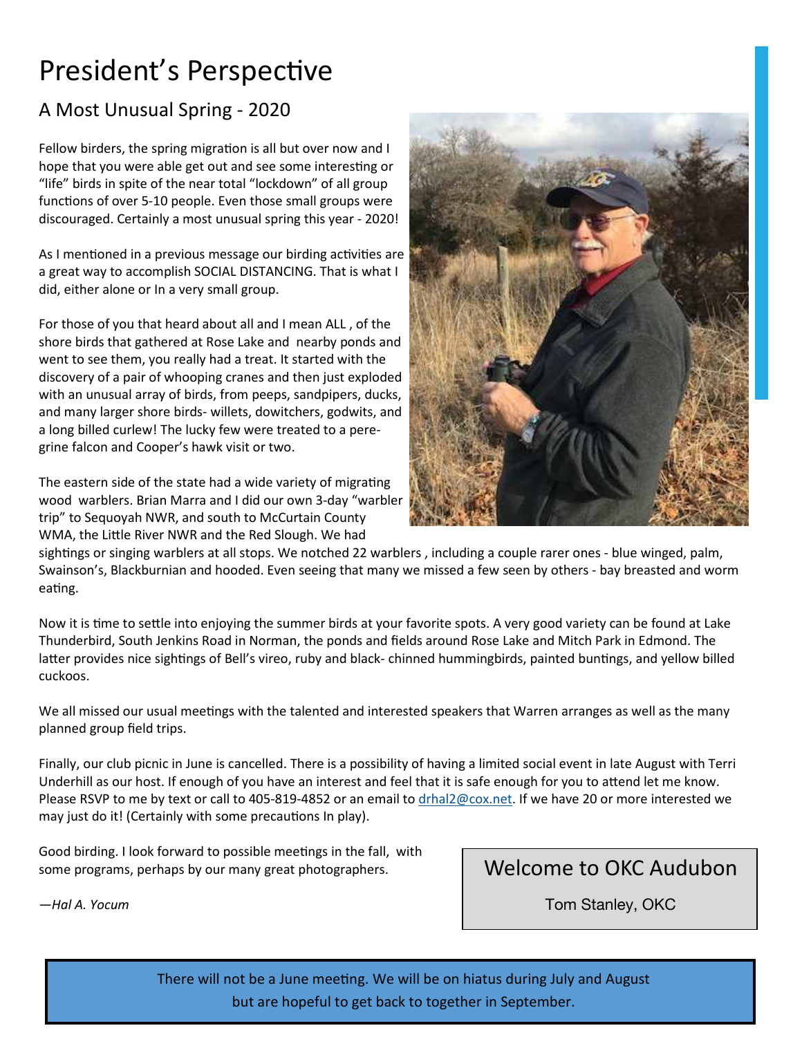# President's Perspective

## A Most Unusual Spring - 2020

Fellow birders, the spring migration is all but over now and I hope that you were able get out and see some interesting or "life" birds in spite of the near total "lockdown" of all group functions of over 5-10 people. Even those small groups were discouraged. Certainly a most unusual spring this year - 2020!

As I mentioned in a previous message our birding activities are a great way to accomplish SOCIAL DISTANCING. That is what I did, either alone or In a very small group.

For those of you that heard about all and I mean ALL , of the shore birds that gathered at Rose Lake and nearby ponds and went to see them, you really had a treat. It started with the discovery of a pair of whooping cranes and then just exploded with an unusual array of birds, from peeps, sandpipers, ducks, and many larger shore birds- willets, dowitchers, godwits, and a long billed curlew! The lucky few were treated to a peregrine falcon and Cooper's hawk visit or two.

The eastern side of the state had a wide variety of migrating wood warblers. Brian Marra and I did our own 3-day "warbler trip" to Sequoyah NWR, and south to McCurtain County WMA, the Little River NWR and the Red Slough. We had sightings or singing warblers at all stops. We notched 22 warblers , including a couple rarer ones - blue winged, palm, Swainson's, Blackburnian and hooded. Even seeing that many we missed a few seen by others - bay breasted and worm eating.

Now it is time to settle into enjoying the summer birds at your favorite spots. A very good variety can be found at Lake Thunderbird, South Jenkins Road in Norman, the ponds and fields around Rose Lake and Mitch Park in Edmond. The latter provides nice sightings of Bell's vireo, ruby and black- chinned hummingbirds, painted buntings, and yellow billed cuckoos.

We all missed our usual meetings with the talented and interested speakers that Warren arranges as well as the many planned group field trips.

Finally, our club picnic in June is cancelled. There is a possibility of having a limited social event in late August with Terri Underhill as our host. If enough of you have an interest and feel that it is safe enough for you to attend let me know. Please RSVP to me by text or call to 405-819-4852 or an email to drhal2@cox.net. If we have 20 or more interested we may just do it! (Certainly with some precautions In play).

Good birding. I look forward to possible meetings in the fall, with some programs, perhaps by our many great photographers.

*—Hal A. Yocum*

## Welcome to OKC Audubon

Tom Stanley, OKC

There will not be a June meeting. We will be on hiatus during July and August but are hopeful to get back to together in September.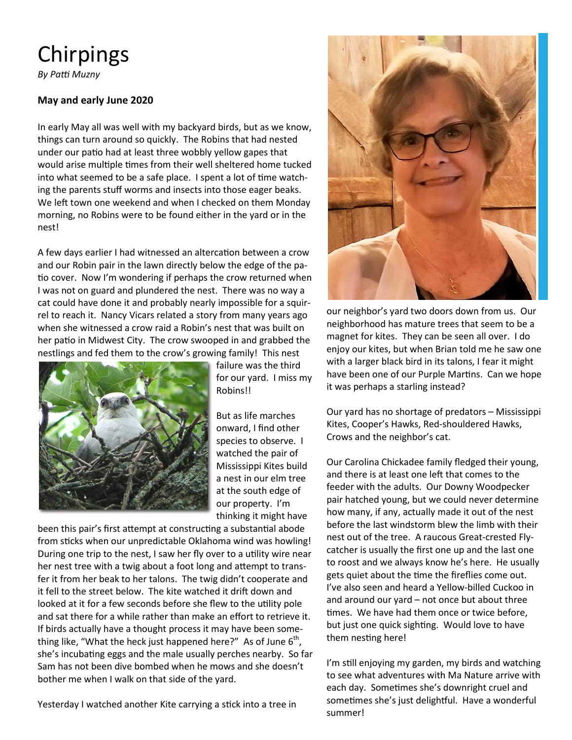# Chirpings

*By Patti Muzny*

**May and early June 2020**

In early May all was well with my backyard birds, but as we know, things can turn around so quickly. The Robins that had nested under our patio had at least three wobbly yellow gapes that would arise multiple times from their well sheltered home tucked into what seemed to be a safe place. I spent a lot of time watching the parents stuff worms and insects into those eager beaks. We left town one weekend and when I checked on them Monday morning, no Robins were to be found either in the yard or in the nest!

A few days earlier I had witnessed an altercation between a crow and our Robin pair in the lawn directly below the edge of the patio cover. Now I'm wondering if perhaps the crow returned when I was not on guard and plundered the nest. There was no way a cat could have done it and probably nearly impossible for a squirrel to reach it. Nancy Vicars related a story from many years ago when she witnessed a crow raid a Robin's nest that was built on her patio in Midwest City. The crow swooped in and grabbed the nestlings and fed them to the crow's growing family! This nest failure was the third for our yard. I miss my Robins!!

But as life marches onward, I find other species to observe. I watched the pair of Mississippi Kites build a nest in our elm tree at the south edge of our property. I'm thinking it might have been this pair's first attempt at constructing a substantial abode from sticks when our unpredictable Oklahoma wind was howling! During one trip to the nest, I saw her fly over to a utility wire near her nest tree with a twig about a foot long and attempt to transfer it from her beak to her talons. The twig didn't cooperate and it fell to the street below. The kite watched it drift down and looked at it for a few seconds before she flew to the utility pole and sat there for a while rather than make an effort to retrieve it. If birds actually have a thought process it may have been something like, "What the heck just happened here?" As of June 6th, she's incubating eggs and the male usually perches nearby. So far Sam has not been dive bombed when he mows and she doesn't bother me when I walk on that side of the yard.

Yesterday I watched another Kite carrying a stick into a tree in our neighbor's yard two doors down from us. Our neighborhood has mature trees that seem to be a magnet for kites. They can be seen all over. I do enjoy our kites, but when Brian told me he saw one with a larger black bird in its talons, I fear it might have been one of our Purple Martins. Can we hope it was perhaps a starling instead?

Our yard has no shortage of predators – Mississippi Kites, Cooper's Hawks, Red-shouldered Hawks, Crows and the neighbor's cat.

Our Carolina Chickadee family fledged their young, and there is at least one left that comes to the feeder with the adults. Our Downy Woodpecker pair hatched young, but we could never determine how many, if any, actually made it out of the nest before the last windstorm blew the limb with their nest out of the tree. A raucous Great-crested Flycatcher is usually the first one up and the last one to roost and we always know he's here. He usually gets quiet about the time the fireflies come out. I've also seen and heard a Yellow-billed Cuckoo in and around our yard – not once but about three times. We have had them once or twice before, but just one quick sighting. Would love to have them nesting here!

I'm still enjoying my garden, my birds and watching to see what adventures with Ma Nature arrive with each day. Sometimes she's downright cruel and sometimes she's just delightful. Have a wonderful summer!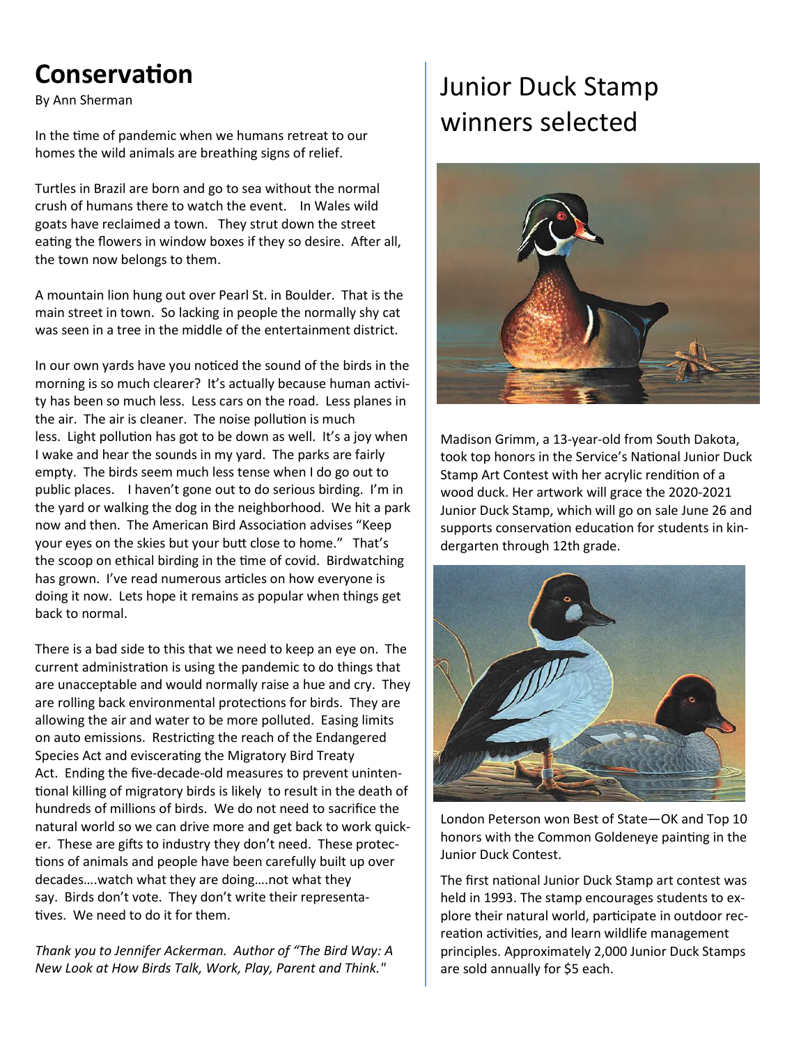## Conservation

By Ann Sherman

In the time of pandemic when we humans retreat to our homes the wild animals are breathing signs of relief.

Turtles in Brazil are born and go to sea without the normal crush of humans there to watch the event. In Wales wild goats have reclaimed a town. They strut down the street eating the flowers in window boxes if they so desire. After all, the town now belongs to them.

A mountain lion hung out over Pearl St. in Boulder. That is the main street in town. So lacking in people the normally shy cat was seen in a tree in the middle of the entertainment district.

In our own yards have you noticed the sound of the birds in the morning is so much clearer? It's actually because human activity has been so much less. Less cars on the road. Less planes in the air. The air is cleaner. The noise pollution is much less. Light pollution has got to be down as well. It's a joy when I wake and hear the sounds in my yard. The parks are fairly empty. The birds seem much less tense when I do go out to public places. I haven't gone out to do serious birding. I'm in the yard or walking the dog in the neighborhood. We hit a park now and then. The American Bird Association advises "Keep your eyes on the skies but your butt close to home." That's the scoop on ethical birding in the time of covid. Birdwatching has grown. I've read numerous articles on how everyone is doing it now. Lets hope it remains as popular when things get back to normal.

There is a bad side to this that we need to keep an eye on. The current administration is using the pandemic to do things that are unacceptable and would normally raise a hue and cry. They are rolling back environmental protections for birds. They are allowing the air and water to be more polluted. Easing limits on auto emissions. Restricting the reach of the Endangered Species Act and eviscerating the Migratory Bird Treaty Act. Ending the five-decade-old measures to prevent unintentional killing of migratory birds is likely to result in the death of hundreds of millions of birds. We do not need to sacrifice the natural world so we can drive more and get back to work quicker. These are gifts to industry they don't need. These protections of animals and people have been carefully built up over decades….watch what they are doing….not what they say. Birds don't vote. They don't write their representatives. We need to do it for them.

*Thank you to Jennifer Ackerman. Author of "The Bird Way: A New Look at How Birds Talk, Work, Play, Parent and Think."*

# Junior Duck Stamp winners selected

Madison Grimm, a 13-year-old from South Dakota, took top honors in the Service's National Junior Duck Stamp Art Contest with her acrylic rendition of a wood duck. Her artwork will grace the 2020-2021 Junior Duck Stamp, which will go on sale June 26 and supports conservation education for students in kindergarten through 12th grade.

London Peterson won Best of State—OK and Top 10 honors with the Common Goldeneye painting in the Junior Duck Contest.

The first national Junior Duck Stamp art contest was held in 1993. The stamp encourages students to explore their natural world, participate in outdoor recreation activities, and learn wildlife management principles. Approximately 2,000 Junior Duck Stamps are sold annually for $5 each.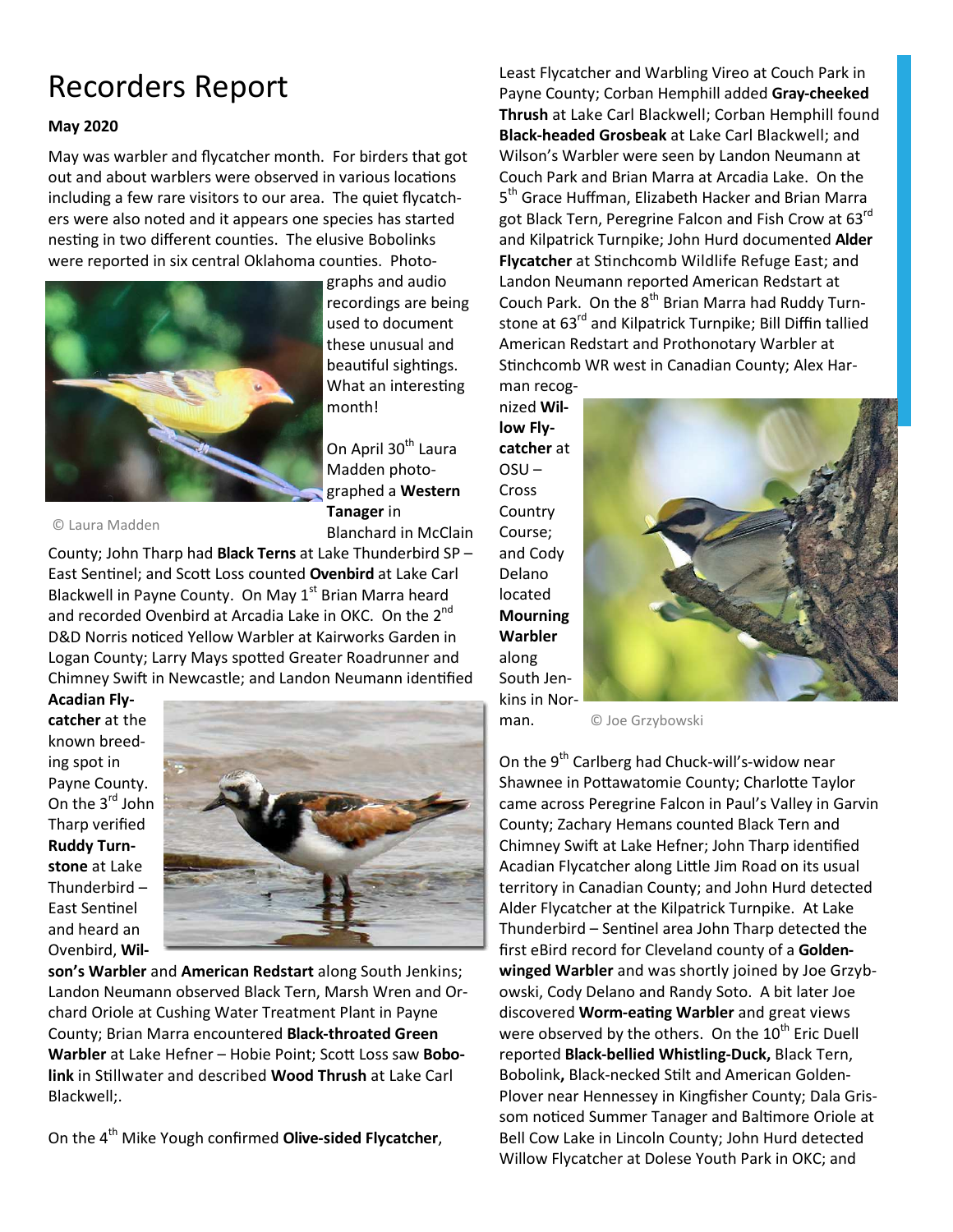# Recorders Report

**May 2020**

May was warbler and flycatcher month. For birders that got out and about warblers were observed in various locations including a few rare visitors to our area. The quiet flycatchers were also noted and it appears one species has started nesting in two different counties. The elusive Bobolinks were reported in six central Oklahoma counties. Photographs and audio recordings are being used to document these unusual and beautiful sightings. What an interesting month!

© Laura Madden

On April 30th Laura Madden photographed a **Western Tanager** in Blanchard in McClain County; John Tharp had **Black Terns** at Lake Thunderbird SP – East Sentinel; and Scott Loss counted **Ovenbird** at Lake Carl Blackwell in Payne County. On May 1st Brian Marra heard and recorded Ovenbird at Arcadia Lake in OKC. On the 2nd D&D Norris noticed Yellow Warbler at Kairworks Garden in Logan County; Larry Mays spotted Greater Roadrunner and Chimney Swift in Newcastle; and Landon Neumann identified **Acadian Flycatcher** at the known breeding spot in Payne County. On the 3rd John Tharp verified **Ruddy Turnstone** at Lake Thunderbird – East Sentinel and heard an Ovenbird, **Wilson's Warbler** and **American Redstart** along South Jenkins; Landon Neumann observed Black Tern, Marsh Wren and Orchard Oriole at Cushing Water Treatment Plant in Payne County; Brian Marra encountered **Black-throated Green Warbler** at Lake Hefner – Hobie Point; Scott Loss saw **Bobolink** in Stillwater and described **Wood Thrush** at Lake Carl Blackwell;.

On the 4th Mike Yough confirmed **Olive-sided Flycatcher**, Least Flycatcher and Warbling Vireo at Couch Park in Payne County; Corban Hemphill added **Gray-cheeked Thrush** at Lake Carl Blackwell; Corban Hemphill found **Black-headed Grosbeak** at Lake Carl Blackwell; and Wilson's Warbler were seen by Landon Neumann at Couch Park and Brian Marra at Arcadia Lake. On the 5th Grace Huffman, Elizabeth Hacker and Brian Marra got Black Tern, Peregrine Falcon and Fish Crow at 63rd and Kilpatrick Turnpike; John Hurd documented **Alder Flycatcher** at Stinchcomb Wildlife Refuge East; and Landon Neumann reported American Redstart at Couch Park. On the 8th Brian Marra had Ruddy Turnstone at 63rd and Kilpatrick Turnpike; Bill Diffin tallied American Redstart and Prothonotary Warbler at Stinchcomb WR west in Canadian County; Alex Harman recognized **Willow Flycatcher** at OSU – Cross Country Course; and Cody Delano located **Mourning Warbler** along South Jenkins in Norman.

© Joe Grzybowski

On the 9th Carlberg had Chuck-will's-widow near Shawnee in Pottawatomie County; Charlotte Taylor came across Peregrine Falcon in Paul's Valley in Garvin County; Zachary Hemans counted Black Tern and Chimney Swift at Lake Hefner; John Tharp identified Acadian Flycatcher along Little Jim Road on its usual territory in Canadian County; and John Hurd detected Alder Flycatcher at the Kilpatrick Turnpike. At Lake Thunderbird – Sentinel area John Tharp detected the first eBird record for Cleveland county of a **Golden-winged Warbler** and was shortly joined by Joe Grzybowski, Cody Delano and Randy Soto. A bit later Joe discovered **Worm-eating Warbler** and great views were observed by the others. On the 10th Eric Duell reported **Black-bellied Whistling-Duck,** Black Tern, Bobolink**,** Black-necked Stilt and American Golden-Plover near Hennessey in Kingfisher County; Dala Grissom noticed Summer Tanager and Baltimore Oriole at Bell Cow Lake in Lincoln County; John Hurd detected Willow Flycatcher at Dolese Youth Park in OKC; and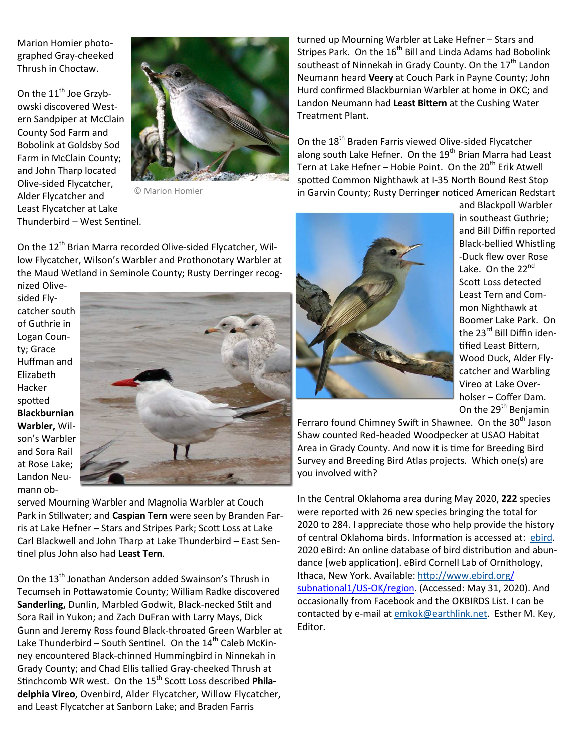Marion Homier photographed Gray-cheeked Thrush in Choctaw.

© Marion Homier

On the 11th Joe Grzybowski discovered Western Sandpiper at McClain County Sod Farm and Bobolink at Goldsby Sod Farm in McClain County; and John Tharp located Olive-sided Flycatcher, Alder Flycatcher and Least Flycatcher at Lake Thunderbird – West Sentinel.

On the 12th Brian Marra recorded Olive-sided Flycatcher, Willow Flycatcher, Wilson's Warbler and Prothonotary Warbler at the Maud Wetland in Seminole County; Rusty Derringer recognized Olive-sided Flycatcher south of Guthrie in Logan County; Grace Huffman and Elizabeth Hacker spotted **Blackburnian Warbler,** Wilson's Warbler and Sora Rail at Rose Lake; Landon Neumann observed Mourning Warbler and Magnolia Warbler at Couch Park in Stillwater; and **Caspian Tern** were seen by Branden Farris at Lake Hefner – Stars and Stripes Park; Scott Loss at Lake Carl Blackwell and John Tharp at Lake Thunderbird – East Sentinel plus John also had **Least Tern**.

On the 13th Jonathan Anderson added Swainson's Thrush in Tecumseh in Pottawatomie County; William Radke discovered **Sanderling,** Dunlin, Marbled Godwit, Black-necked Stilt and Sora Rail in Yukon; and Zach DuFran with Larry Mays, Dick Gunn and Jeremy Ross found Black-throated Green Warbler at Lake Thunderbird – South Sentinel. On the 14th Caleb McKinney encountered Black-chinned Hummingbird in Ninnekah in Grady County; and Chad Ellis tallied Gray-cheeked Thrush at Stinchcomb WR west. On the 15th Scott Loss described **Philadelphia Vireo**, Ovenbird, Alder Flycatcher, Willow Flycatcher, and Least Flycatcher at Sanborn Lake; and Braden Farris turned up Mourning Warbler at Lake Hefner – Stars and Stripes Park. On the 16th Bill and Linda Adams had Bobolink southeast of Ninnekah in Grady County. On the 17th Landon Neumann heard **Veery** at Couch Park in Payne County; John Hurd confirmed Blackburnian Warbler at home in OKC; and Landon Neumann had **Least Bittern** at the Cushing Water Treatment Plant.

On the 18th Braden Farris viewed Olive-sided Flycatcher along south Lake Hefner. On the 19th Brian Marra had Least Tern at Lake Hefner – Hobie Point. On the 20th Erik Atwell spotted Common Nighthawk at I-35 North Bound Rest Stop in Garvin County; Rusty Derringer noticed American Redstart and Blackpoll Warbler in southeast Guthrie; and Bill Diffin reported Black-bellied Whistling-Duck flew over Rose Lake. On the 22nd Scott Loss detected Least Tern and Common Nighthawk at Boomer Lake Park. On the 23rd Bill Diffin identified Least Bittern, Wood Duck, Alder Flycatcher and Warbling Vireo at Lake Overholser – Coffer Dam. On the 29th Benjamin Ferraro found Chimney Swift in Shawnee. On the 30th Jason Shaw counted Red-headed Woodpecker at USAO Habitat Area in Grady County. And now it is time for Breeding Bird Survey and Breeding Bird Atlas projects. Which one(s) are you involved with?

In the Central Oklahoma area during May 2020, **222** species were reported with 26 new species bringing the total for 2020 to 284. I appreciate those who help provide the history of central Oklahoma birds. Information is accessed at: ebird. 2020 eBird: An online database of bird distribution and abundance [web application]. eBird Cornell Lab of Ornithology, Ithaca, New York. Available: http://www.ebird.org/subnational1/US-OK/region. (Accessed: May 31, 2020). And occasionally from Facebook and the OKBIRDS List. I can be contacted by e-mail at emkok@earthlink.net. Esther M. Key, Editor.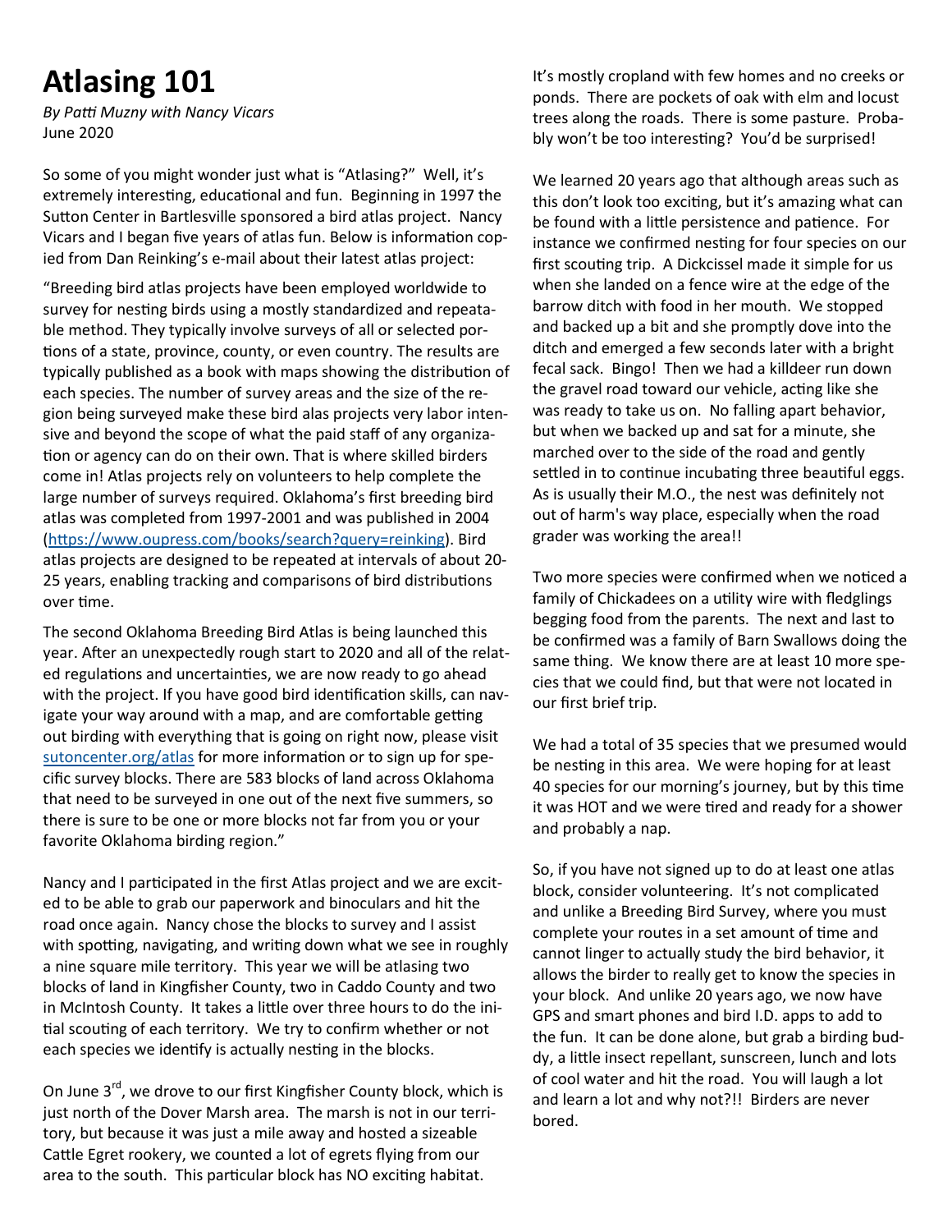# Atlasing 101

*By Patti Muzny with Nancy Vicars*
June 2020

So some of you might wonder just what is "Atlasing?" Well, it's extremely interesting, educational and fun. Beginning in 1997 the Sutton Center in Bartlesville sponsored a bird atlas project. Nancy Vicars and I began five years of atlas fun. Below is information copied from Dan Reinking's e-mail about their latest atlas project:

"Breeding bird atlas projects have been employed worldwide to survey for nesting birds using a mostly standardized and repeatable method. They typically involve surveys of all or selected portions of a state, province, county, or even country. The results are typically published as a book with maps showing the distribution of each species. The number of survey areas and the size of the region being surveyed make these bird alas projects very labor intensive and beyond the scope of what the paid staff of any organization or agency can do on their own. That is where skilled birders come in! Atlas projects rely on volunteers to help complete the large number of surveys required. Oklahoma's first breeding bird atlas was completed from 1997-2001 and was published in 2004 (https://www.oupress.com/books/search?query=reinking). Bird atlas projects are designed to be repeated at intervals of about 20-25 years, enabling tracking and comparisons of bird distributions over time.

The second Oklahoma Breeding Bird Atlas is being launched this year. After an unexpectedly rough start to 2020 and all of the related regulations and uncertainties, we are now ready to go ahead with the project. If you have good bird identification skills, can navigate your way around with a map, and are comfortable getting out birding with everything that is going on right now, please visit sutoncenter.org/atlas for more information or to sign up for specific survey blocks. There are 583 blocks of land across Oklahoma that need to be surveyed in one out of the next five summers, so there is sure to be one or more blocks not far from you or your favorite Oklahoma birding region."

Nancy and I participated in the first Atlas project and we are excited to be able to grab our paperwork and binoculars and hit the road once again. Nancy chose the blocks to survey and I assist with spotting, navigating, and writing down what we see in roughly a nine square mile territory. This year we will be atlasing two blocks of land in Kingfisher County, two in Caddo County and two in McIntosh County. It takes a little over three hours to do the initial scouting of each territory. We try to confirm whether or not each species we identify is actually nesting in the blocks.

On June 3rd, we drove to our first Kingfisher County block, which is just north of the Dover Marsh area. The marsh is not in our territory, but because it was just a mile away and hosted a sizeable Cattle Egret rookery, we counted a lot of egrets flying from our area to the south. This particular block has NO exciting habitat. It's mostly cropland with few homes and no creeks or ponds. There are pockets of oak with elm and locust trees along the roads. There is some pasture. Probably won't be too interesting? You'd be surprised!

We learned 20 years ago that although areas such as this don't look too exciting, but it's amazing what can be found with a little persistence and patience. For instance we confirmed nesting for four species on our first scouting trip. A Dickcissel made it simple for us when she landed on a fence wire at the edge of the barrow ditch with food in her mouth. We stopped and backed up a bit and she promptly dove into the ditch and emerged a few seconds later with a bright fecal sack. Bingo! Then we had a killdeer run down the gravel road toward our vehicle, acting like she was ready to take us on. No falling apart behavior, but when we backed up and sat for a minute, she marched over to the side of the road and gently settled in to continue incubating three beautiful eggs. As is usually their M.O., the nest was definitely not out of harm's way place, especially when the road grader was working the area!!

Two more species were confirmed when we noticed a family of Chickadees on a utility wire with fledglings begging food from the parents. The next and last to be confirmed was a family of Barn Swallows doing the same thing. We know there are at least 10 more species that we could find, but that were not located in our first brief trip.

We had a total of 35 species that we presumed would be nesting in this area. We were hoping for at least 40 species for our morning's journey, but by this time it was HOT and we were tired and ready for a shower and probably a nap.

So, if you have not signed up to do at least one atlas block, consider volunteering. It's not complicated and unlike a Breeding Bird Survey, where you must complete your routes in a set amount of time and cannot linger to actually study the bird behavior, it allows the birder to really get to know the species in your block. And unlike 20 years ago, we now have GPS and smart phones and bird I.D. apps to add to the fun. It can be done alone, but grab a birding buddy, a little insect repellant, sunscreen, lunch and lots of cool water and hit the road. You will laugh a lot and learn a lot and why not?!! Birders are never bored.